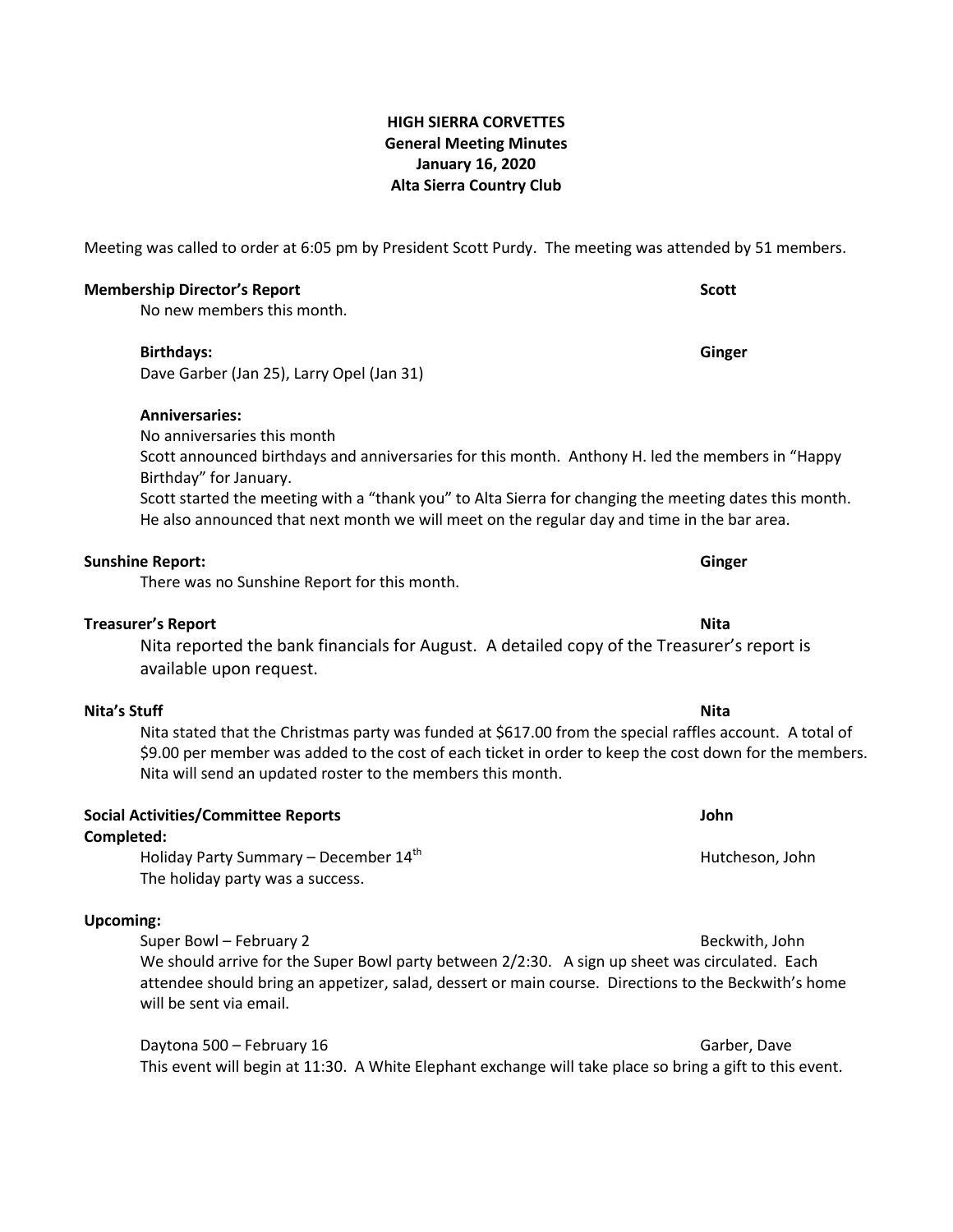**HIGH SIERRA CORVETTES**
**General Meeting Minutes**
**January 16, 2020**
**Alta Sierra Country Club**

Meeting was called to order at 6:05 pm by President Scott Purdy. The meeting was attended by 51 members.

**Membership Director's Report** — **Scott**

No new members this month.

**Birthdays:** — **Ginger**

Dave Garber (Jan 25), Larry Opel (Jan 31)

**Anniversaries:**

No anniversaries this month

Scott announced birthdays and anniversaries for this month. Anthony H. led the members in "Happy Birthday" for January.

Scott started the meeting with a "thank you" to Alta Sierra for changing the meeting dates this month. He also announced that next month we will meet on the regular day and time in the bar area.

**Sunshine Report:** — **Ginger**

There was no Sunshine Report for this month.

**Treasurer's Report** — **Nita**

Nita reported the bank financials for August. A detailed copy of the Treasurer's report is available upon request.

**Nita's Stuff** — **Nita**

Nita stated that the Christmas party was funded at $617.00 from the special raffles account. A total of $9.00 per member was added to the cost of each ticket in order to keep the cost down for the members. Nita will send an updated roster to the members this month.

**Social Activities/Committee Reports** — **John**

**Completed:**

Holiday Party Summary – December 14th — Hutcheson, John

The holiday party was a success.

**Upcoming:**

Super Bowl – February 2 — Beckwith, John

We should arrive for the Super Bowl party between 2/2:30. A sign up sheet was circulated. Each attendee should bring an appetizer, salad, dessert or main course. Directions to the Beckwith's home will be sent via email.

Daytona 500 – February 16 — Garber, Dave

This event will begin at 11:30. A White Elephant exchange will take place so bring a gift to this event.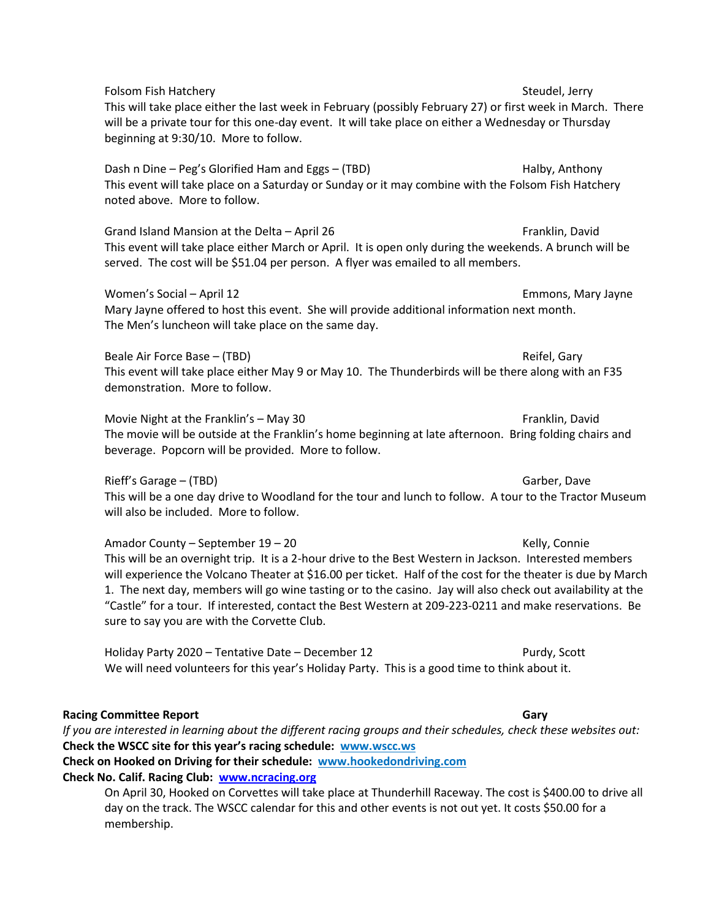Folsom Fish Hatchery — Steudel, Jerry

This will take place either the last week in February (possibly February 27) or first week in March. There will be a private tour for this one-day event. It will take place on either a Wednesday or Thursday beginning at 9:30/10. More to follow.

Dash n Dine – Peg's Glorified Ham and Eggs – (TBD) — Halby, Anthony

This event will take place on a Saturday or Sunday or it may combine with the Folsom Fish Hatchery noted above. More to follow.

Grand Island Mansion at the Delta – April 26 — Franklin, David

This event will take place either March or April. It is open only during the weekends. A brunch will be served. The cost will be $51.04 per person. A flyer was emailed to all members.

Women's Social – April 12 — Emmons, Mary Jayne

Mary Jayne offered to host this event. She will provide additional information next month. The Men's luncheon will take place on the same day.

Beale Air Force Base – (TBD) — Reifel, Gary

This event will take place either May 9 or May 10. The Thunderbirds will be there along with an F35 demonstration. More to follow.

Movie Night at the Franklin's – May 30 — Franklin, David

The movie will be outside at the Franklin's home beginning at late afternoon. Bring folding chairs and beverage. Popcorn will be provided. More to follow.

Rieff's Garage – (TBD) — Garber, Dave

This will be a one day drive to Woodland for the tour and lunch to follow. A tour to the Tractor Museum will also be included. More to follow.

Amador County – September 19 – 20 — Kelly, Connie

This will be an overnight trip. It is a 2-hour drive to the Best Western in Jackson. Interested members will experience the Volcano Theater at $16.00 per ticket. Half of the cost for the theater is due by March 1. The next day, members will go wine tasting or to the casino. Jay will also check out availability at the "Castle" for a tour. If interested, contact the Best Western at 209-223-0211 and make reservations. Be sure to say you are with the Corvette Club.

Holiday Party 2020 – Tentative Date – December 12 — Purdy, Scott

We will need volunteers for this year's Holiday Party. This is a good time to think about it.

**Racing Committee Report** — **Gary**

*If you are interested in learning about the different racing groups and their schedules, check these websites out:*

**Check the WSCC site for this year's racing schedule: www.wscc.ws**

**Check on Hooked on Driving for their schedule: www.hookedondriving.com**

**Check No. Calif. Racing Club: www.ncracing.org**

On April 30, Hooked on Corvettes will take place at Thunderhill Raceway. The cost is $400.00 to drive all day on the track. The WSCC calendar for this and other events is not out yet. It costs $50.00 for a membership.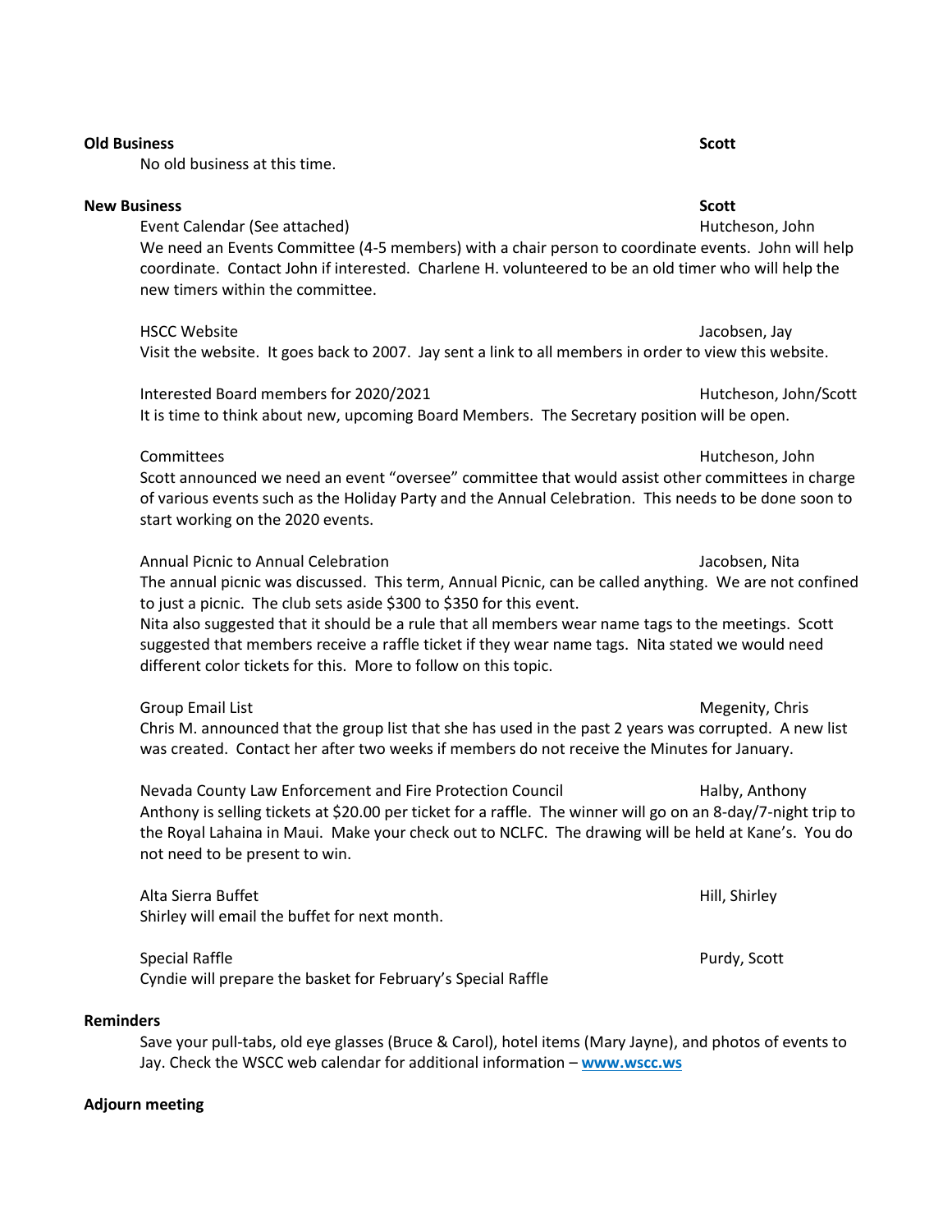**Old Business** **Scott**

No old business at this time.

**New Business** **Scott**

Event Calendar (See attached) Hutcheson, John

We need an Events Committee (4-5 members) with a chair person to coordinate events. John will help coordinate. Contact John if interested. Charlene H. volunteered to be an old timer who will help the new timers within the committee.

HSCC Website Jacobsen, Jay

Visit the website. It goes back to 2007. Jay sent a link to all members in order to view this website.

Interested Board members for 2020/2021 Hutcheson, John/Scott

It is time to think about new, upcoming Board Members. The Secretary position will be open.

Committees Hutcheson, John

Scott announced we need an event "oversee" committee that would assist other committees in charge of various events such as the Holiday Party and the Annual Celebration. This needs to be done soon to start working on the 2020 events.

Annual Picnic to Annual Celebration Jacobsen, Nita

The annual picnic was discussed. This term, Annual Picnic, can be called anything. We are not confined to just a picnic. The club sets aside $300 to $350 for this event.

Nita also suggested that it should be a rule that all members wear name tags to the meetings. Scott suggested that members receive a raffle ticket if they wear name tags. Nita stated we would need different color tickets for this. More to follow on this topic.

Group Email List Megenity, Chris

Chris M. announced that the group list that she has used in the past 2 years was corrupted. A new list was created. Contact her after two weeks if members do not receive the Minutes for January.

Nevada County Law Enforcement and Fire Protection Council Halby, Anthony

Anthony is selling tickets at $20.00 per ticket for a raffle. The winner will go on an 8-day/7-night trip to the Royal Lahaina in Maui. Make your check out to NCLFC. The drawing will be held at Kane's. You do not need to be present to win.

Alta Sierra Buffet Hill, Shirley

Shirley will email the buffet for next month.

Special Raffle Purdy, Scott

Cyndie will prepare the basket for February's Special Raffle

**Reminders**

Save your pull-tabs, old eye glasses (Bruce & Carol), hotel items (Mary Jayne), and photos of events to Jay. Check the WSCC web calendar for additional information – **www.wscc.ws**

**Adjourn meeting**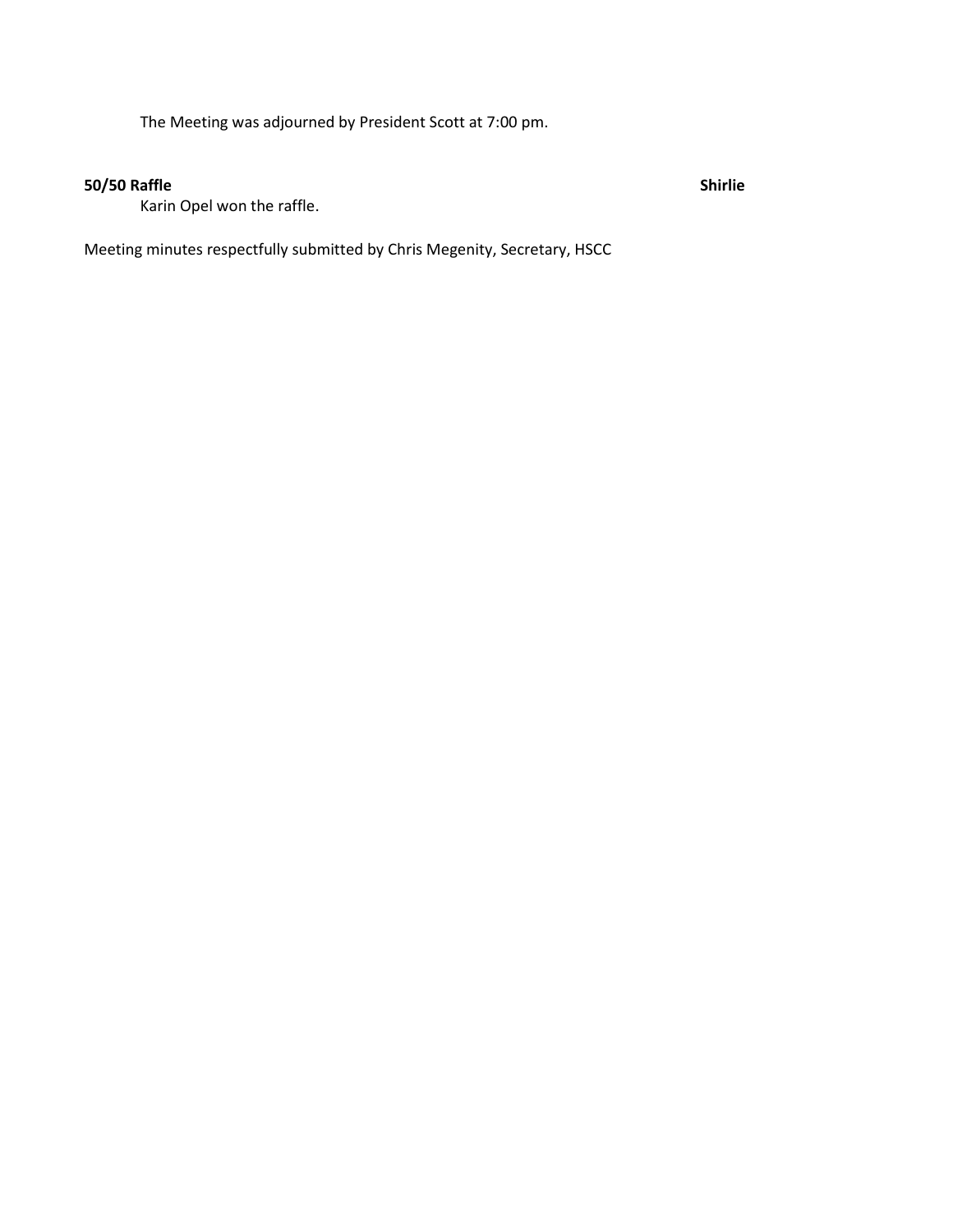The Meeting was adjourned by President Scott at 7:00 pm.

**50/50 Raffle** **Shirlie**

Karin Opel won the raffle.

Meeting minutes respectfully submitted by Chris Megenity, Secretary, HSCC